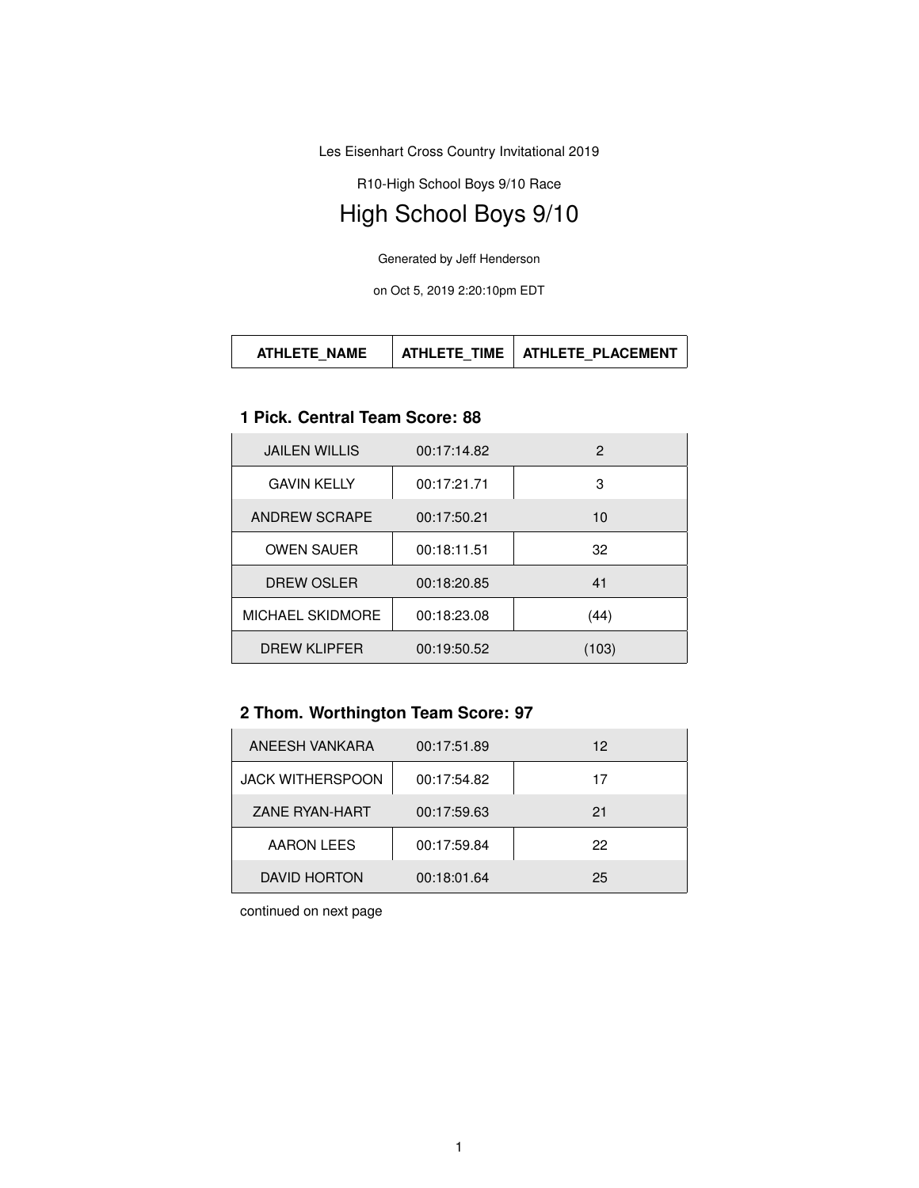Les Eisenhart Cross Country Invitational 2019

R10-High School Boys 9/10 Race

# High School Boys 9/10

Generated by Jeff Henderson

on Oct 5, 2019 2:20:10pm EDT

| ATHLETE_NAME | ATHLETE_TIME | ATHLETE_PLACEMENT |
| --- | --- | --- |

### 1 Pick. Central Team Score: 88

| ATHLETE_NAME | ATHLETE_TIME | ATHLETE_PLACEMENT |
| --- | --- | --- |
| JAILEN WILLIS | 00:17:14.82 | 2 |
| GAVIN KELLY | 00:17:21.71 | 3 |
| ANDREW SCRAPE | 00:17:50.21 | 10 |
| OWEN SAUER | 00:18:11.51 | 32 |
| DREW OSLER | 00:18:20.85 | 41 |
| MICHAEL SKIDMORE | 00:18:23.08 | (44) |
| DREW KLIPFER | 00:19:50.52 | (103) |

### 2 Thom. Worthington Team Score: 97

| ATHLETE_NAME | ATHLETE_TIME | ATHLETE_PLACEMENT |
| --- | --- | --- |
| ANEESH VANKARA | 00:17:51.89 | 12 |
| JACK WITHERSPOON | 00:17:54.82 | 17 |
| ZANE RYAN-HART | 00:17:59.63 | 21 |
| AARON LEES | 00:17:59.84 | 22 |
| DAVID HORTON | 00:18:01.64 | 25 |

continued on next page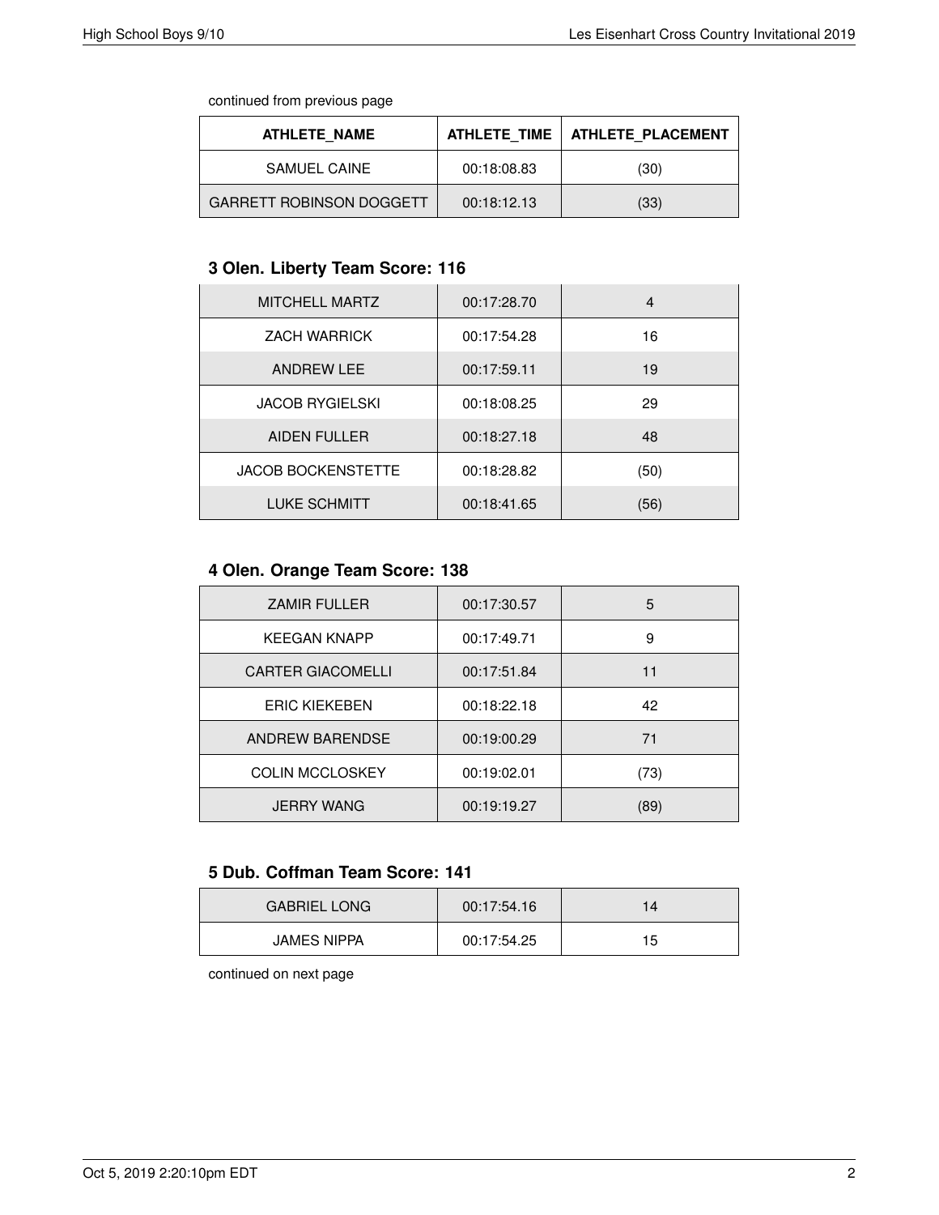continued from previous page

| ATHLETE_NAME | ATHLETE_TIME | ATHLETE_PLACEMENT |
|---|---|---|
| SAMUEL CAINE | 00:18:08.83 | (30) |
| GARRETT ROBINSON DOGGETT | 00:18:12.13 | (33) |

### 3 Olen. Liberty Team Score: 116

| ATHLETE_NAME | ATHLETE_TIME | ATHLETE_PLACEMENT |
|---|---|---|
| MITCHELL MARTZ | 00:17:28.70 | 4 |
| ZACH WARRICK | 00:17:54.28 | 16 |
| ANDREW LEE | 00:17:59.11 | 19 |
| JACOB RYGIELSKI | 00:18:08.25 | 29 |
| AIDEN FULLER | 00:18:27.18 | 48 |
| JACOB BOCKENSTETTE | 00:18:28.82 | (50) |
| LUKE SCHMITT | 00:18:41.65 | (56) |

### 4 Olen. Orange Team Score: 138

| ATHLETE_NAME | ATHLETE_TIME | ATHLETE_PLACEMENT |
|---|---|---|
| ZAMIR FULLER | 00:17:30.57 | 5 |
| KEEGAN KNAPP | 00:17:49.71 | 9 |
| CARTER GIACOMELLI | 00:17:51.84 | 11 |
| ERIC KIEKEBEN | 00:18:22.18 | 42 |
| ANDREW BARENDSE | 00:19:00.29 | 71 |
| COLIN MCCLOSKEY | 00:19:02.01 | (73) |
| JERRY WANG | 00:19:19.27 | (89) |

### 5 Dub. Coffman Team Score: 141

| ATHLETE_NAME | ATHLETE_TIME | ATHLETE_PLACEMENT |
|---|---|---|
| GABRIEL LONG | 00:17:54.16 | 14 |
| JAMES NIPPA | 00:17:54.25 | 15 |

continued on next page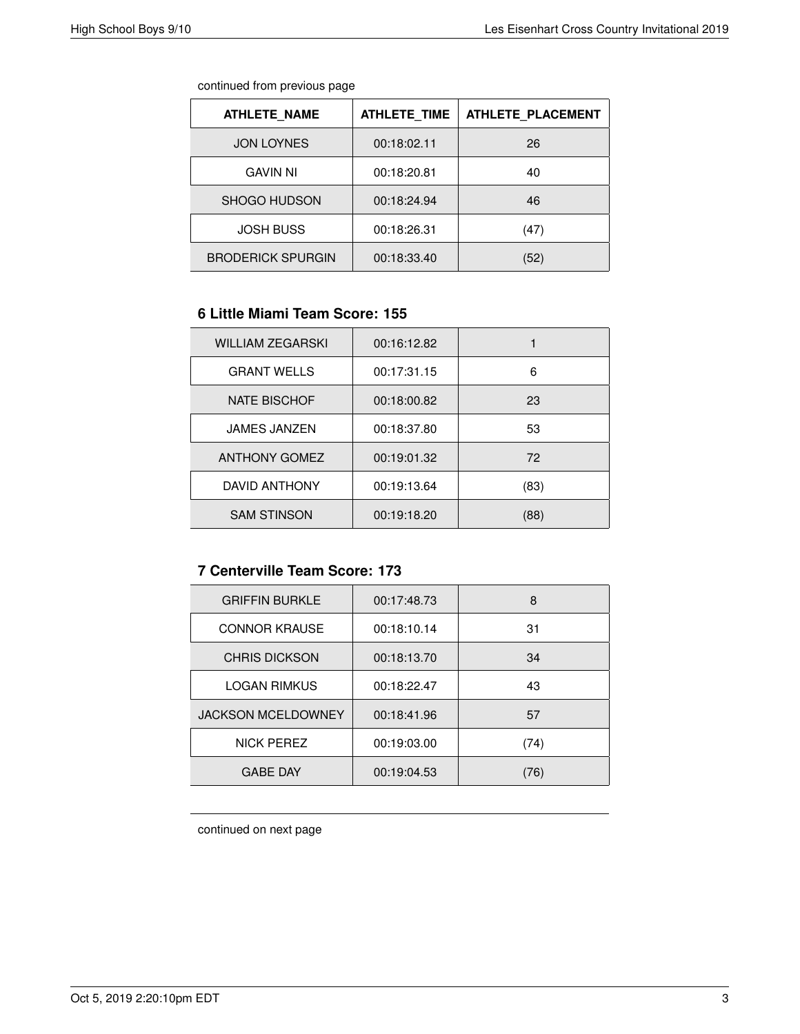continued from previous page

| ATHLETE_NAME | ATHLETE_TIME | ATHLETE_PLACEMENT |
|---|---|---|
| JON LOYNES | 00:18:02.11 | 26 |
| GAVIN NI | 00:18:20.81 | 40 |
| SHOGO HUDSON | 00:18:24.94 | 46 |
| JOSH BUSS | 00:18:26.31 | (47) |
| BRODERICK SPURGIN | 00:18:33.40 | (52) |

### 6 Little Miami Team Score: 155

| ATHLETE_NAME | ATHLETE_TIME | ATHLETE_PLACEMENT |
|---|---|---|
| WILLIAM ZEGARSKI | 00:16:12.82 | 1 |
| GRANT WELLS | 00:17:31.15 | 6 |
| NATE BISCHOF | 00:18:00.82 | 23 |
| JAMES JANZEN | 00:18:37.80 | 53 |
| ANTHONY GOMEZ | 00:19:01.32 | 72 |
| DAVID ANTHONY | 00:19:13.64 | (83) |
| SAM STINSON | 00:19:18.20 | (88) |

### 7 Centerville Team Score: 173

| ATHLETE_NAME | ATHLETE_TIME | ATHLETE_PLACEMENT |
|---|---|---|
| GRIFFIN BURKLE | 00:17:48.73 | 8 |
| CONNOR KRAUSE | 00:18:10.14 | 31 |
| CHRIS DICKSON | 00:18:13.70 | 34 |
| LOGAN RIMKUS | 00:18:22.47 | 43 |
| JACKSON MCELDOWNEY | 00:18:41.96 | 57 |
| NICK PEREZ | 00:19:03.00 | (74) |
| GABE DAY | 00:19:04.53 | (76) |

continued on next page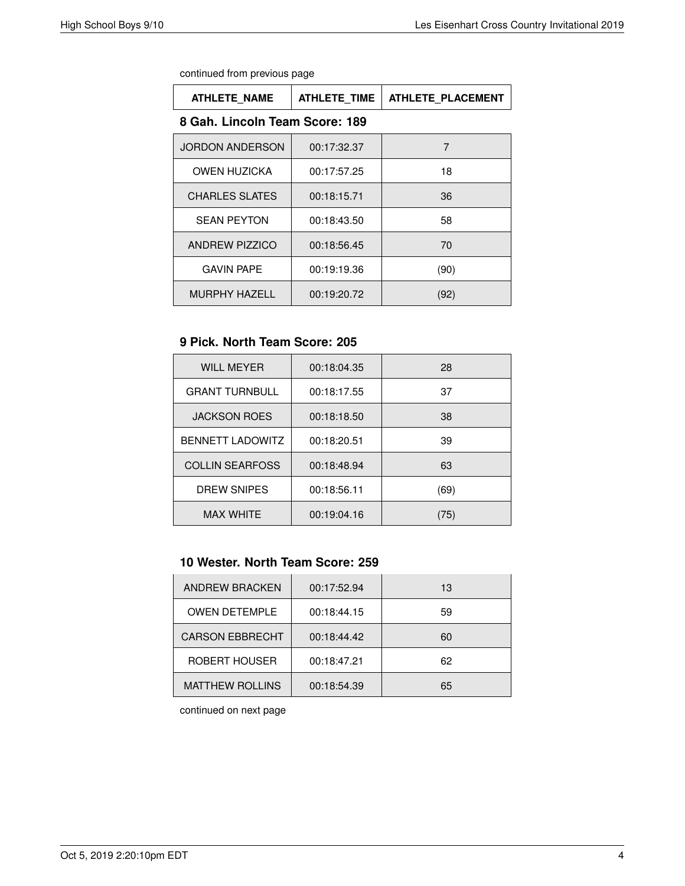continued from previous page

| ATHLETE_NAME | ATHLETE_TIME | ATHLETE_PLACEMENT |
|---|---|---|

### 8 Gah. Lincoln Team Score: 189

| ATHLETE_NAME | ATHLETE_TIME | ATHLETE_PLACEMENT |
|---|---|---|
| JORDON ANDERSON | 00:17:32.37 | 7 |
| OWEN HUZICKA | 00:17:57.25 | 18 |
| CHARLES SLATES | 00:18:15.71 | 36 |
| SEAN PEYTON | 00:18:43.50 | 58 |
| ANDREW PIZZICO | 00:18:56.45 | 70 |
| GAVIN PAPE | 00:19:19.36 | (90) |
| MURPHY HAZELL | 00:19:20.72 | (92) |

### 9 Pick. North Team Score: 205

| ATHLETE_NAME | ATHLETE_TIME | ATHLETE_PLACEMENT |
|---|---|---|
| WILL MEYER | 00:18:04.35 | 28 |
| GRANT TURNBULL | 00:18:17.55 | 37 |
| JACKSON ROES | 00:18:18.50 | 38 |
| BENNETT LADOWITZ | 00:18:20.51 | 39 |
| COLLIN SEARFOSS | 00:18:48.94 | 63 |
| DREW SNIPES | 00:18:56.11 | (69) |
| MAX WHITE | 00:19:04.16 | (75) |

### 10 Wester. North Team Score: 259

| ATHLETE_NAME | ATHLETE_TIME | ATHLETE_PLACEMENT |
|---|---|---|
| ANDREW BRACKEN | 00:17:52.94 | 13 |
| OWEN DETEMPLE | 00:18:44.15 | 59 |
| CARSON EBBRECHT | 00:18:44.42 | 60 |
| ROBERT HOUSER | 00:18:47.21 | 62 |
| MATTHEW ROLLINS | 00:18:54.39 | 65 |

continued on next page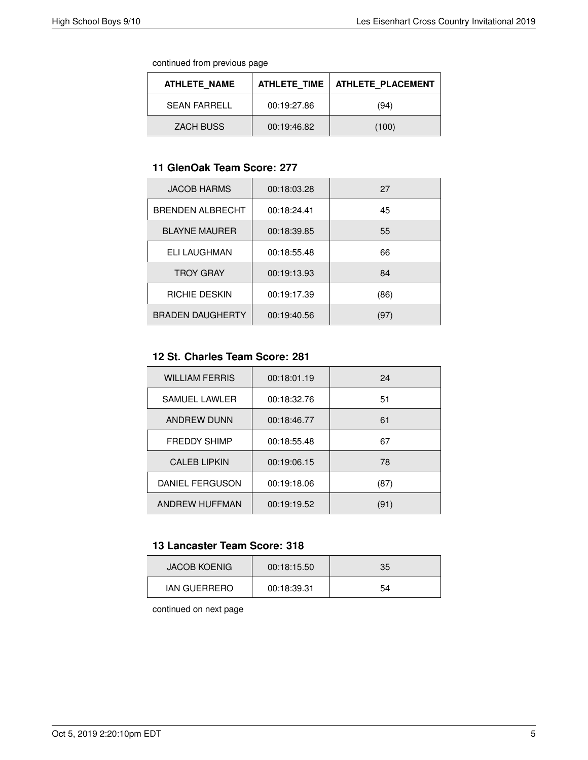continued from previous page

| ATHLETE_NAME | ATHLETE_TIME | ATHLETE_PLACEMENT |
|---|---|---|
| SEAN FARRELL | 00:19:27.86 | (94) |
| ZACH BUSS | 00:19:46.82 | (100) |

### 11 GlenOak Team Score: 277

| ATHLETE_NAME | ATHLETE_TIME | ATHLETE_PLACEMENT |
|---|---|---|
| JACOB HARMS | 00:18:03.28 | 27 |
| BRENDEN ALBRECHT | 00:18:24.41 | 45 |
| BLAYNE MAURER | 00:18:39.85 | 55 |
| ELI LAUGHMAN | 00:18:55.48 | 66 |
| TROY GRAY | 00:19:13.93 | 84 |
| RICHIE DESKIN | 00:19:17.39 | (86) |
| BRADEN DAUGHERTY | 00:19:40.56 | (97) |

### 12 St. Charles Team Score: 281

| ATHLETE_NAME | ATHLETE_TIME | ATHLETE_PLACEMENT |
|---|---|---|
| WILLIAM FERRIS | 00:18:01.19 | 24 |
| SAMUEL LAWLER | 00:18:32.76 | 51 |
| ANDREW DUNN | 00:18:46.77 | 61 |
| FREDDY SHIMP | 00:18:55.48 | 67 |
| CALEB LIPKIN | 00:19:06.15 | 78 |
| DANIEL FERGUSON | 00:19:18.06 | (87) |
| ANDREW HUFFMAN | 00:19:19.52 | (91) |

### 13 Lancaster Team Score: 318

| ATHLETE_NAME | ATHLETE_TIME | ATHLETE_PLACEMENT |
|---|---|---|
| JACOB KOENIG | 00:18:15.50 | 35 |
| IAN GUERRERO | 00:18:39.31 | 54 |

continued on next page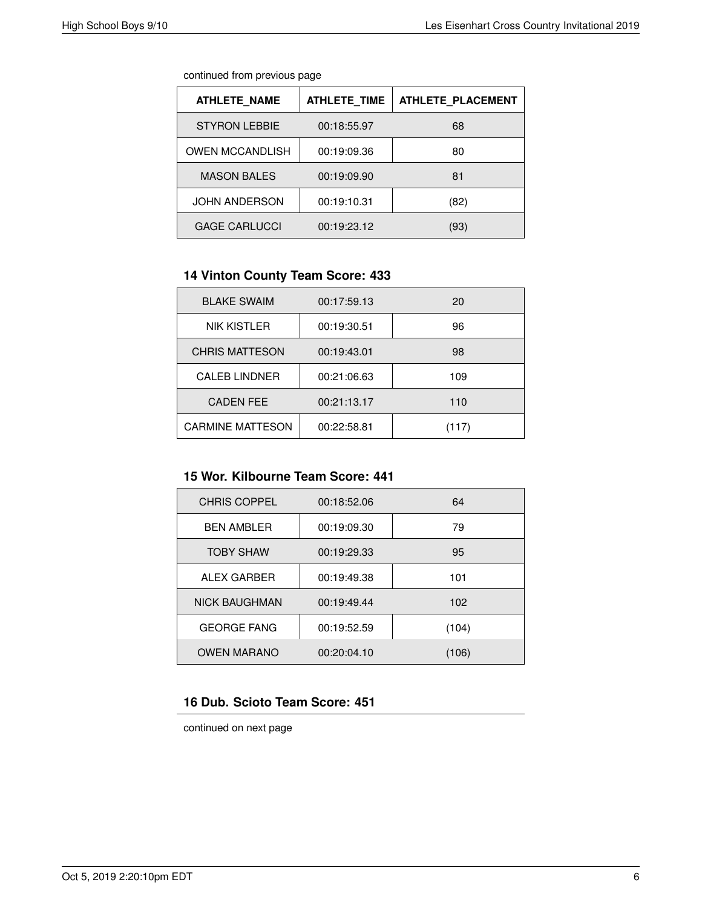continued from previous page

| ATHLETE_NAME | ATHLETE_TIME | ATHLETE_PLACEMENT |
|---|---|---|
| STYRON LEBBIE | 00:18:55.97 | 68 |
| OWEN MCCANDLISH | 00:19:09.36 | 80 |
| MASON BALES | 00:19:09.90 | 81 |
| JOHN ANDERSON | 00:19:10.31 | (82) |
| GAGE CARLUCCI | 00:19:23.12 | (93) |

### 14 Vinton County Team Score: 433

| ATHLETE_NAME | ATHLETE_TIME | ATHLETE_PLACEMENT |
|---|---|---|
| BLAKE SWAIM | 00:17:59.13 | 20 |
| NIK KISTLER | 00:19:30.51 | 96 |
| CHRIS MATTESON | 00:19:43.01 | 98 |
| CALEB LINDNER | 00:21:06.63 | 109 |
| CADEN FEE | 00:21:13.17 | 110 |
| CARMINE MATTESON | 00:22:58.81 | (117) |

### 15 Wor. Kilbourne Team Score: 441

| ATHLETE_NAME | ATHLETE_TIME | ATHLETE_PLACEMENT |
|---|---|---|
| CHRIS COPPEL | 00:18:52.06 | 64 |
| BEN AMBLER | 00:19:09.30 | 79 |
| TOBY SHAW | 00:19:29.33 | 95 |
| ALEX GARBER | 00:19:49.38 | 101 |
| NICK BAUGHMAN | 00:19:49.44 | 102 |
| GEORGE FANG | 00:19:52.59 | (104) |
| OWEN MARANO | 00:20:04.10 | (106) |

### 16 Dub. Scioto Team Score: 451

continued on next page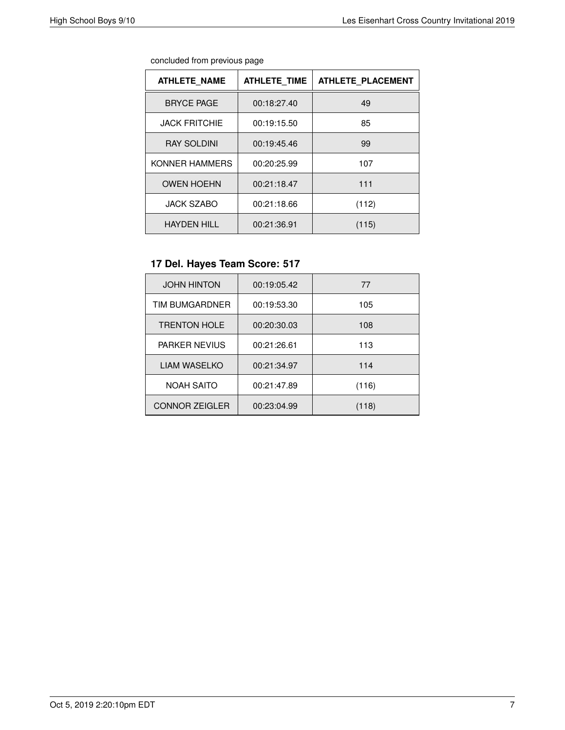concluded from previous page

| ATHLETE_NAME | ATHLETE_TIME | ATHLETE_PLACEMENT |
| --- | --- | --- |
| BRYCE PAGE | 00:18:27.40 | 49 |
| JACK FRITCHIE | 00:19:15.50 | 85 |
| RAY SOLDINI | 00:19:45.46 | 99 |
| KONNER HAMMERS | 00:20:25.99 | 107 |
| OWEN HOEHN | 00:21:18.47 | 111 |
| JACK SZABO | 00:21:18.66 | (112) |
| HAYDEN HILL | 00:21:36.91 | (115) |

### 17 Del. Hayes Team Score: 517

| | | |
| --- | --- | --- |
| JOHN HINTON | 00:19:05.42 | 77 |
| TIM BUMGARDNER | 00:19:53.30 | 105 |
| TRENTON HOLE | 00:20:30.03 | 108 |
| PARKER NEVIUS | 00:21:26.61 | 113 |
| LIAM WASELKO | 00:21:34.97 | 114 |
| NOAH SAITO | 00:21:47.89 | (116) |
| CONNOR ZEIGLER | 00:23:04.99 | (118) |